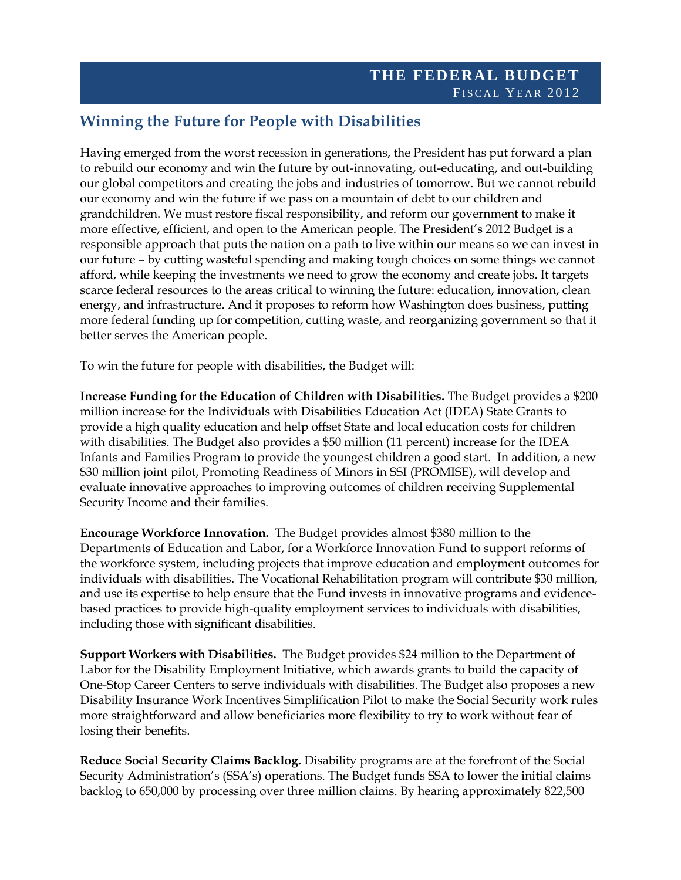# THE FEDERAL BUDGET
FISCAL YEAR 2012

## Winning the Future for People with Disabilities

Having emerged from the worst recession in generations, the President has put forward a plan to rebuild our economy and win the future by out-innovating, out-educating, and out-building our global competitors and creating the jobs and industries of tomorrow. But we cannot rebuild our economy and win the future if we pass on a mountain of debt to our children and grandchildren. We must restore fiscal responsibility, and reform our government to make it more effective, efficient, and open to the American people. The President's 2012 Budget is a responsible approach that puts the nation on a path to live within our means so we can invest in our future – by cutting wasteful spending and making tough choices on some things we cannot afford, while keeping the investments we need to grow the economy and create jobs. It targets scarce federal resources to the areas critical to winning the future: education, innovation, clean energy, and infrastructure. And it proposes to reform how Washington does business, putting more federal funding up for competition, cutting waste, and reorganizing government so that it better serves the American people.

To win the future for people with disabilities, the Budget will:

**Increase Funding for the Education of Children with Disabilities.** The Budget provides a $200 million increase for the Individuals with Disabilities Education Act (IDEA) State Grants to provide a high quality education and help offset State and local education costs for children with disabilities. The Budget also provides a $50 million (11 percent) increase for the IDEA Infants and Families Program to provide the youngest children a good start. In addition, a new $30 million joint pilot, Promoting Readiness of Minors in SSI (PROMISE), will develop and evaluate innovative approaches to improving outcomes of children receiving Supplemental Security Income and their families.

**Encourage Workforce Innovation.** The Budget provides almost $380 million to the Departments of Education and Labor, for a Workforce Innovation Fund to support reforms of the workforce system, including projects that improve education and employment outcomes for individuals with disabilities. The Vocational Rehabilitation program will contribute $30 million, and use its expertise to help ensure that the Fund invests in innovative programs and evidence-based practices to provide high-quality employment services to individuals with disabilities, including those with significant disabilities.

**Support Workers with Disabilities.** The Budget provides $24 million to the Department of Labor for the Disability Employment Initiative, which awards grants to build the capacity of One-Stop Career Centers to serve individuals with disabilities. The Budget also proposes a new Disability Insurance Work Incentives Simplification Pilot to make the Social Security work rules more straightforward and allow beneficiaries more flexibility to try to work without fear of losing their benefits.

**Reduce Social Security Claims Backlog.** Disability programs are at the forefront of the Social Security Administration's (SSA's) operations. The Budget funds SSA to lower the initial claims backlog to 650,000 by processing over three million claims. By hearing approximately 822,500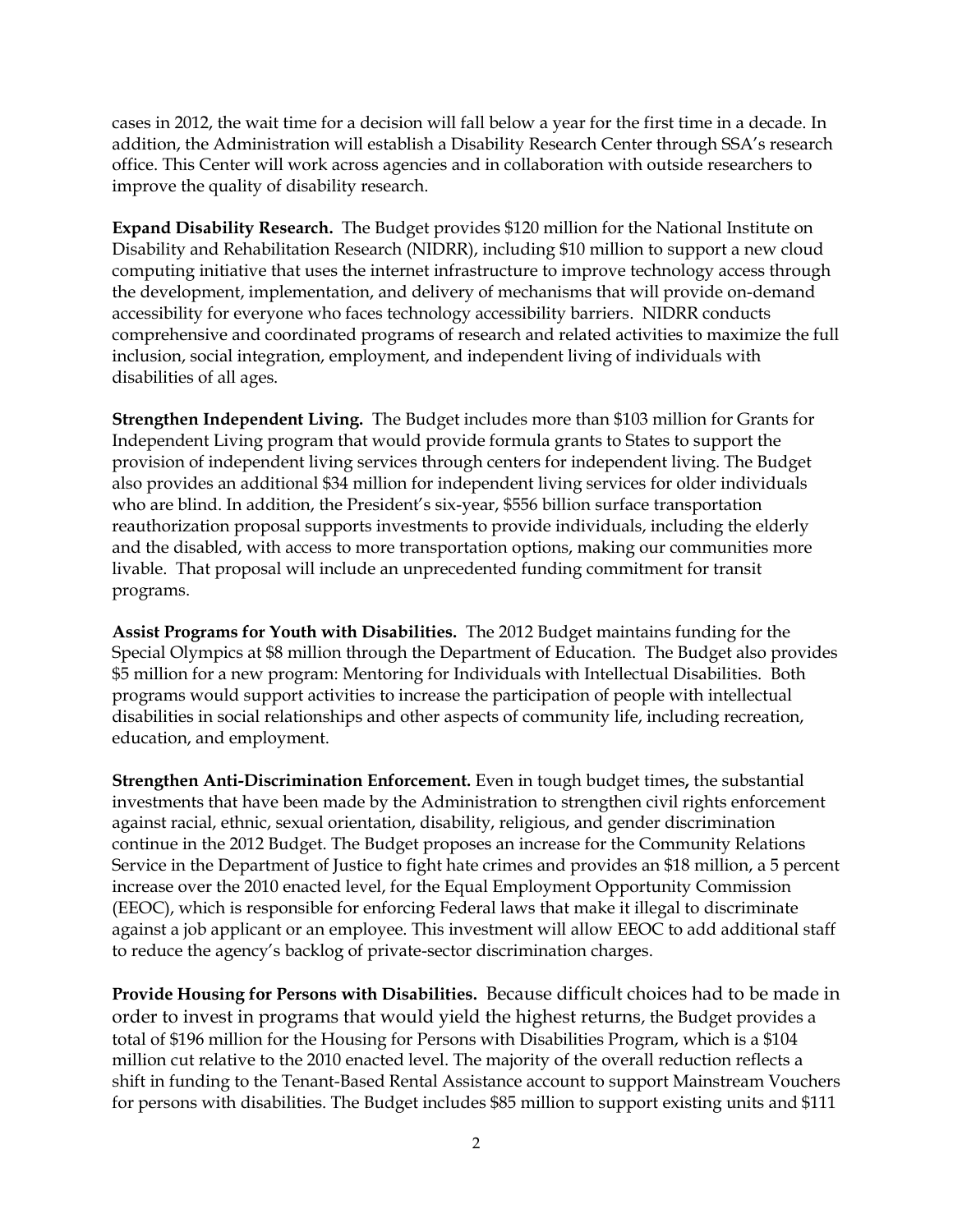cases in 2012, the wait time for a decision will fall below a year for the first time in a decade. In addition, the Administration will establish a Disability Research Center through SSA's research office. This Center will work across agencies and in collaboration with outside researchers to improve the quality of disability research.

**Expand Disability Research.** The Budget provides $120 million for the National Institute on Disability and Rehabilitation Research (NIDRR), including $10 million to support a new cloud computing initiative that uses the internet infrastructure to improve technology access through the development, implementation, and delivery of mechanisms that will provide on-demand accessibility for everyone who faces technology accessibility barriers. NIDRR conducts comprehensive and coordinated programs of research and related activities to maximize the full inclusion, social integration, employment, and independent living of individuals with disabilities of all ages.

**Strengthen Independent Living.** The Budget includes more than $103 million for Grants for Independent Living program that would provide formula grants to States to support the provision of independent living services through centers for independent living. The Budget also provides an additional $34 million for independent living services for older individuals who are blind. In addition, the President's six-year, $556 billion surface transportation reauthorization proposal supports investments to provide individuals, including the elderly and the disabled, with access to more transportation options, making our communities more livable. That proposal will include an unprecedented funding commitment for transit programs.

**Assist Programs for Youth with Disabilities.** The 2012 Budget maintains funding for the Special Olympics at $8 million through the Department of Education. The Budget also provides $5 million for a new program: Mentoring for Individuals with Intellectual Disabilities. Both programs would support activities to increase the participation of people with intellectual disabilities in social relationships and other aspects of community life, including recreation, education, and employment.

**Strengthen Anti-Discrimination Enforcement.** Even in tough budget times**,** the substantial investments that have been made by the Administration to strengthen civil rights enforcement against racial, ethnic, sexual orientation, disability, religious, and gender discrimination continue in the 2012 Budget. The Budget proposes an increase for the Community Relations Service in the Department of Justice to fight hate crimes and provides an $18 million, a 5 percent increase over the 2010 enacted level, for the Equal Employment Opportunity Commission (EEOC), which is responsible for enforcing Federal laws that make it illegal to discriminate against a job applicant or an employee. This investment will allow EEOC to add additional staff to reduce the agency's backlog of private-sector discrimination charges.

**Provide Housing for Persons with Disabilities.** Because difficult choices had to be made in order to invest in programs that would yield the highest returns, the Budget provides a total of $196 million for the Housing for Persons with Disabilities Program, which is a $104 million cut relative to the 2010 enacted level. The majority of the overall reduction reflects a shift in funding to the Tenant-Based Rental Assistance account to support Mainstream Vouchers for persons with disabilities. The Budget includes $85 million to support existing units and $111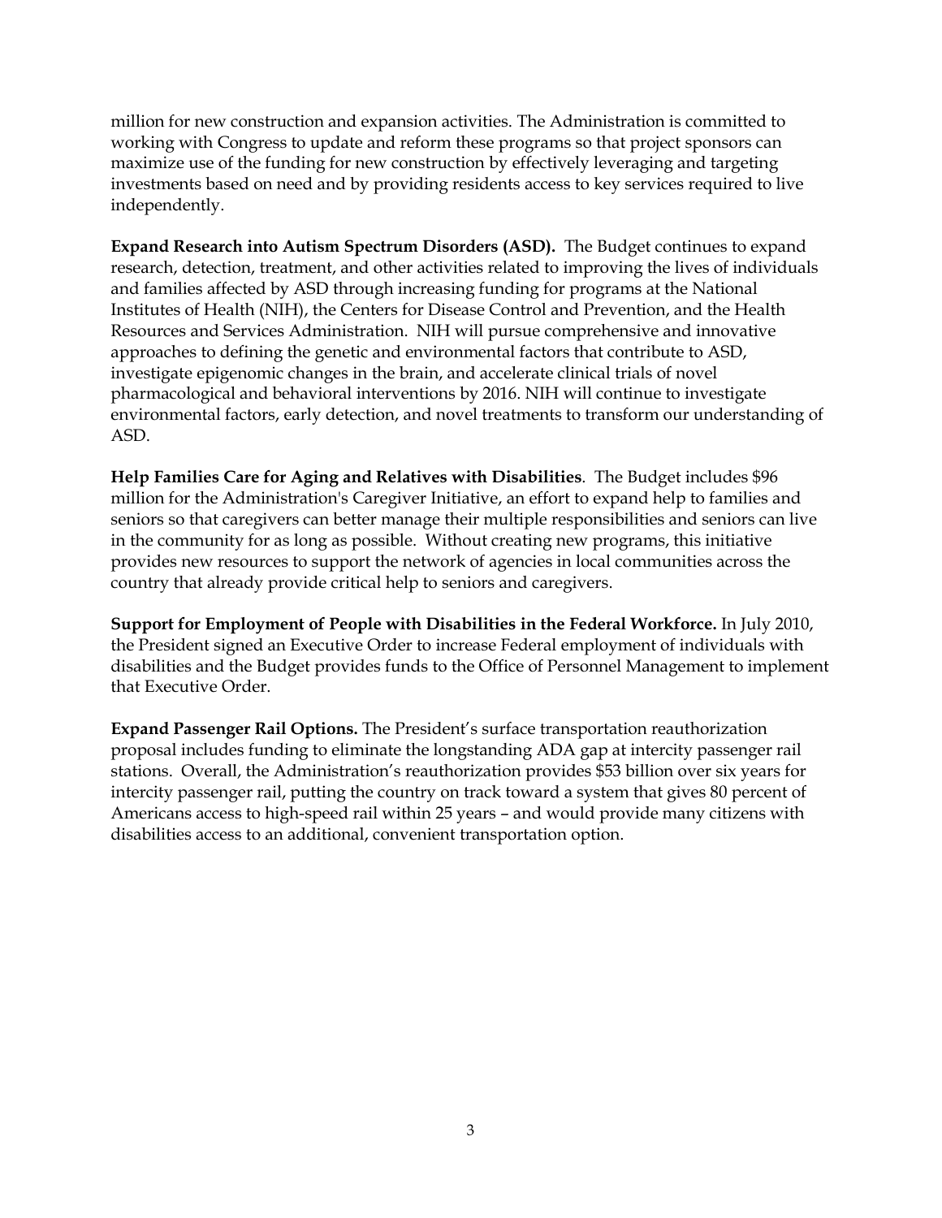million for new construction and expansion activities. The Administration is committed to working with Congress to update and reform these programs so that project sponsors can maximize use of the funding for new construction by effectively leveraging and targeting investments based on need and by providing residents access to key services required to live independently.

**Expand Research into Autism Spectrum Disorders (ASD).** The Budget continues to expand research, detection, treatment, and other activities related to improving the lives of individuals and families affected by ASD through increasing funding for programs at the National Institutes of Health (NIH), the Centers for Disease Control and Prevention, and the Health Resources and Services Administration. NIH will pursue comprehensive and innovative approaches to defining the genetic and environmental factors that contribute to ASD, investigate epigenomic changes in the brain, and accelerate clinical trials of novel pharmacological and behavioral interventions by 2016. NIH will continue to investigate environmental factors, early detection, and novel treatments to transform our understanding of ASD.

**Help Families Care for Aging and Relatives with Disabilities**. The Budget includes $96 million for the Administration's Caregiver Initiative, an effort to expand help to families and seniors so that caregivers can better manage their multiple responsibilities and seniors can live in the community for as long as possible. Without creating new programs, this initiative provides new resources to support the network of agencies in local communities across the country that already provide critical help to seniors and caregivers.

**Support for Employment of People with Disabilities in the Federal Workforce.** In July 2010, the President signed an Executive Order to increase Federal employment of individuals with disabilities and the Budget provides funds to the Office of Personnel Management to implement that Executive Order.

**Expand Passenger Rail Options.** The President's surface transportation reauthorization proposal includes funding to eliminate the longstanding ADA gap at intercity passenger rail stations. Overall, the Administration's reauthorization provides $53 billion over six years for intercity passenger rail, putting the country on track toward a system that gives 80 percent of Americans access to high-speed rail within 25 years – and would provide many citizens with disabilities access to an additional, convenient transportation option.